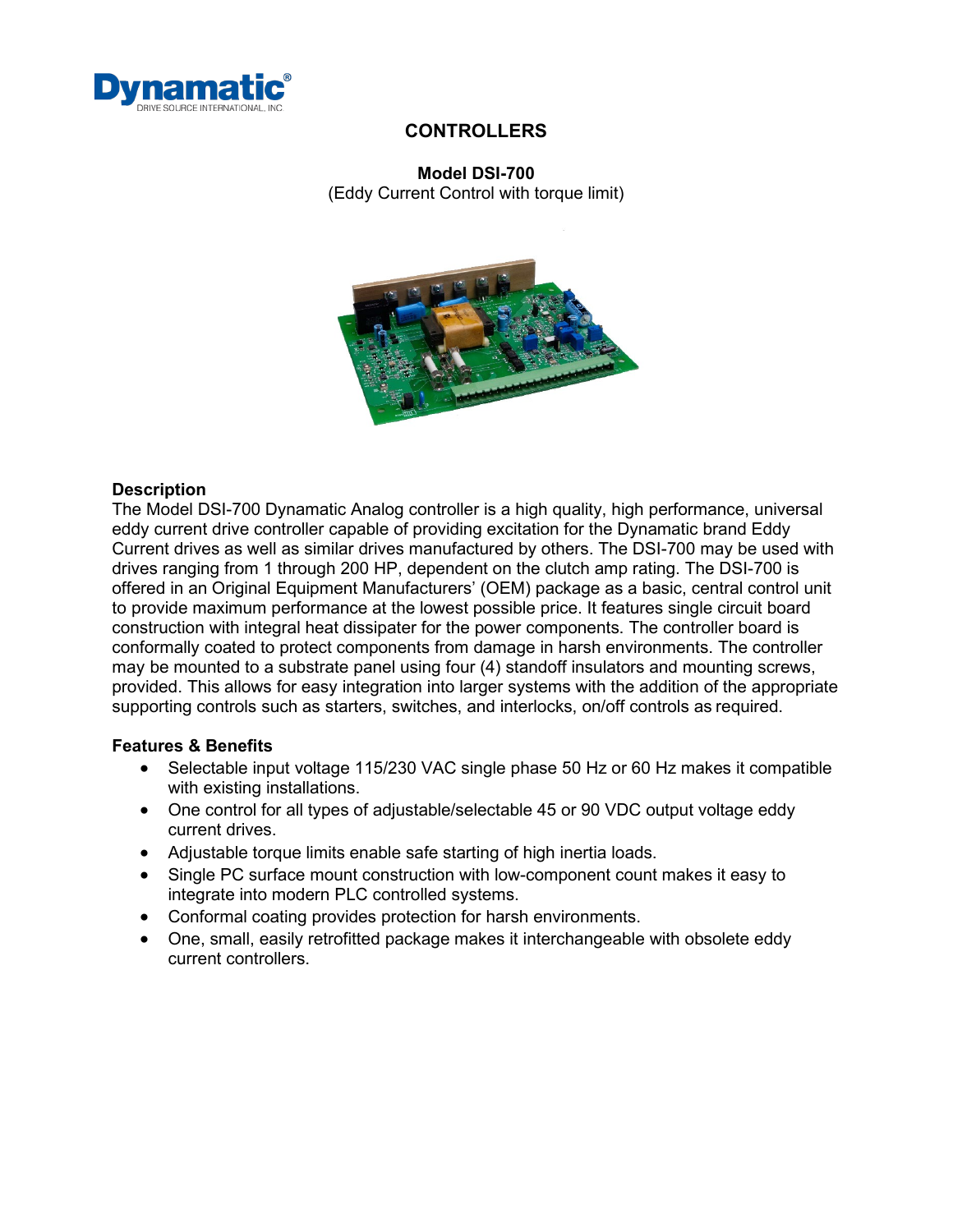Dynamatic®
DRIVE SOURCE INTERNATIONAL, INC

# CONTROLLERS

## Model DSI-700

(Eddy Current Control with torque limit)

### Description

The Model DSI-700 Dynamatic Analog controller is a high quality, high performance, universal eddy current drive controller capable of providing excitation for the Dynamatic brand Eddy Current drives as well as similar drives manufactured by others. The DSI-700 may be used with drives ranging from 1 through 200 HP, dependent on the clutch amp rating. The DSI-700 is offered in an Original Equipment Manufacturers' (OEM) package as a basic, central control unit to provide maximum performance at the lowest possible price. It features single circuit board construction with integral heat dissipater for the power components. The controller board is conformally coated to protect components from damage in harsh environments. The controller may be mounted to a substrate panel using four (4) standoff insulators and mounting screws, provided. This allows for easy integration into larger systems with the addition of the appropriate supporting controls such as starters, switches, and interlocks, on/off controls as required.

### Features & Benefits

- Selectable input voltage 115/230 VAC single phase 50 Hz or 60 Hz makes it compatible with existing installations.
- One control for all types of adjustable/selectable 45 or 90 VDC output voltage eddy current drives.
- Adjustable torque limits enable safe starting of high inertia loads.
- Single PC surface mount construction with low-component count makes it easy to integrate into modern PLC controlled systems.
- Conformal coating provides protection for harsh environments.
- One, small, easily retrofitted package makes it interchangeable with obsolete eddy current controllers.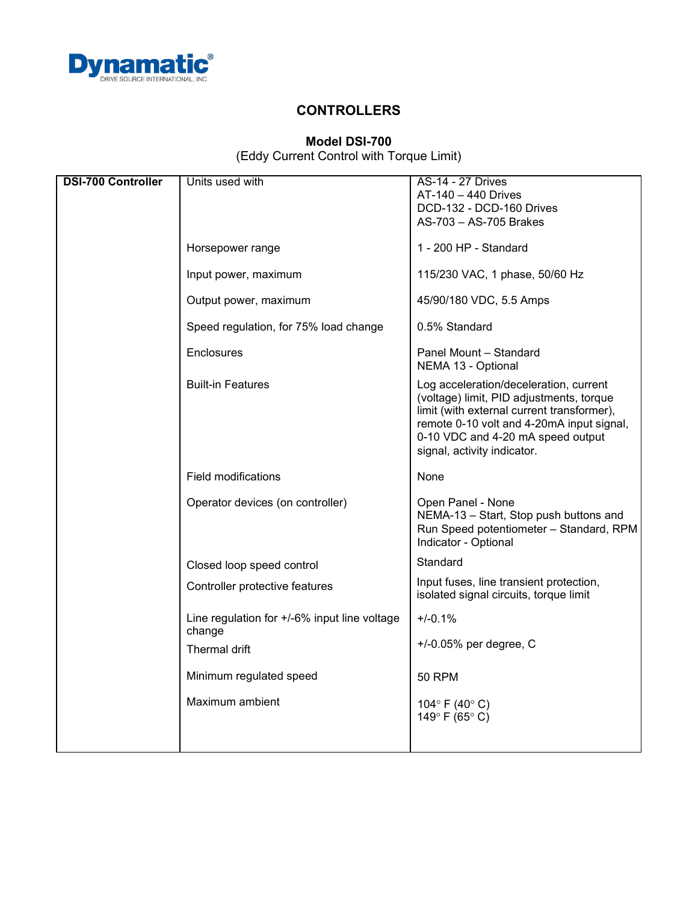Dynamic® DRIVE SOURCE INTERNATIONAL, INC

# CONTROLLERS

## Model DSI-700

(Eddy Current Control with Torque Limit)

| DSI-700 Controller | Units used with | AS-14 - 27 Drives<br>AT-140 – 440 Drives<br>DCD-132 - DCD-160 Drives<br>AS-703 – AS-705 Brakes |
|---|---|---|
| | Horsepower range | 1 - 200 HP - Standard |
| | Input power, maximum | 115/230 VAC, 1 phase, 50/60 Hz |
| | Output power, maximum | 45/90/180 VDC, 5.5 Amps |
| | Speed regulation, for 75% load change | 0.5% Standard |
| | Enclosures | Panel Mount – Standard<br>NEMA 13 - Optional |
| | Built-in Features | Log acceleration/deceleration, current (voltage) limit, PID adjustments, torque limit (with external current transformer), remote 0-10 volt and 4-20mA input signal, 0-10 VDC and 4-20 mA speed output signal, activity indicator. |
| | Field modifications | None |
| | Operator devices (on controller) | Open Panel - None<br>NEMA-13 – Start, Stop push buttons and Run Speed potentiometer – Standard, RPM Indicator - Optional |
| | Closed loop speed control | Standard |
| | Controller protective features | Input fuses, line transient protection, isolated signal circuits, torque limit |
| | Line regulation for +/-6% input line voltage change | +/-0.1% |
| | Thermal drift | +/-0.05% per degree, C |
| | Minimum regulated speed | 50 RPM |
| | Maximum ambient | 104° F (40° C)<br>149° F (65° C) |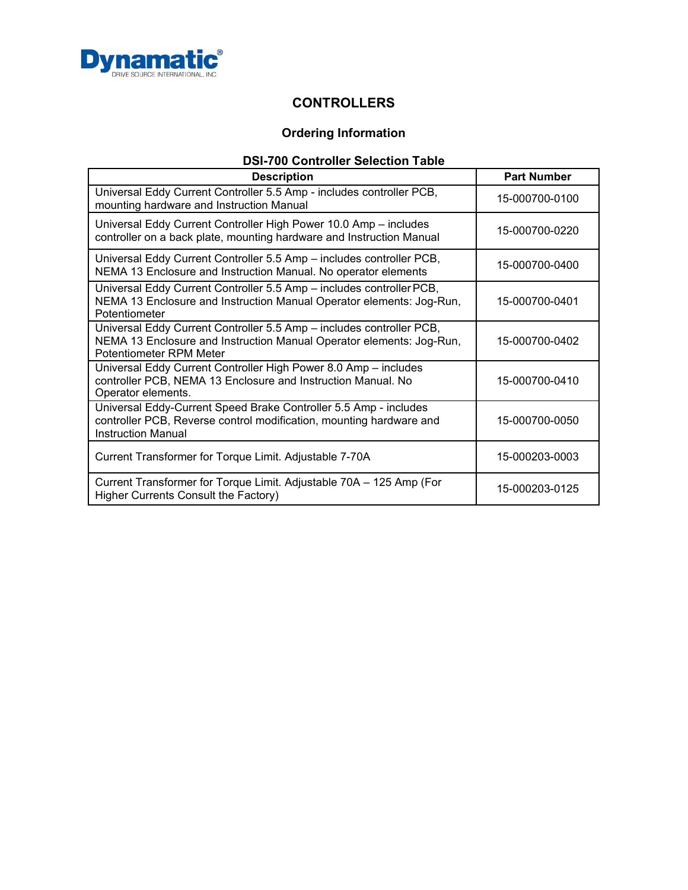Dynamatic®
DRIVE SOURCE INTERNATIONAL, INC

# CONTROLLERS

## Ordering Information

### DSI-700 Controller Selection Table

| Description | Part Number |
|---|---|
| Universal Eddy Current Controller 5.5 Amp - includes controller PCB, mounting hardware and Instruction Manual | 15-000700-0100 |
| Universal Eddy Current Controller High Power 10.0 Amp – includes controller on a back plate, mounting hardware and Instruction Manual | 15-000700-0220 |
| Universal Eddy Current Controller 5.5 Amp – includes controller PCB, NEMA 13 Enclosure and Instruction Manual. No operator elements | 15-000700-0400 |
| Universal Eddy Current Controller 5.5 Amp – includes controller PCB, NEMA 13 Enclosure and Instruction Manual Operator elements: Jog-Run, Potentiometer | 15-000700-0401 |
| Universal Eddy Current Controller 5.5 Amp – includes controller PCB, NEMA 13 Enclosure and Instruction Manual Operator elements: Jog-Run, Potentiometer RPM Meter | 15-000700-0402 |
| Universal Eddy Current Controller High Power 8.0 Amp – includes controller PCB, NEMA 13 Enclosure and Instruction Manual. No Operator elements. | 15-000700-0410 |
| Universal Eddy-Current Speed Brake Controller 5.5 Amp - includes controller PCB, Reverse control modification, mounting hardware and Instruction Manual | 15-000700-0050 |
| Current Transformer for Torque Limit. Adjustable 7-70A | 15-000203-0003 |
| Current Transformer for Torque Limit. Adjustable 70A – 125 Amp (For Higher Currents Consult the Factory) | 15-000203-0125 |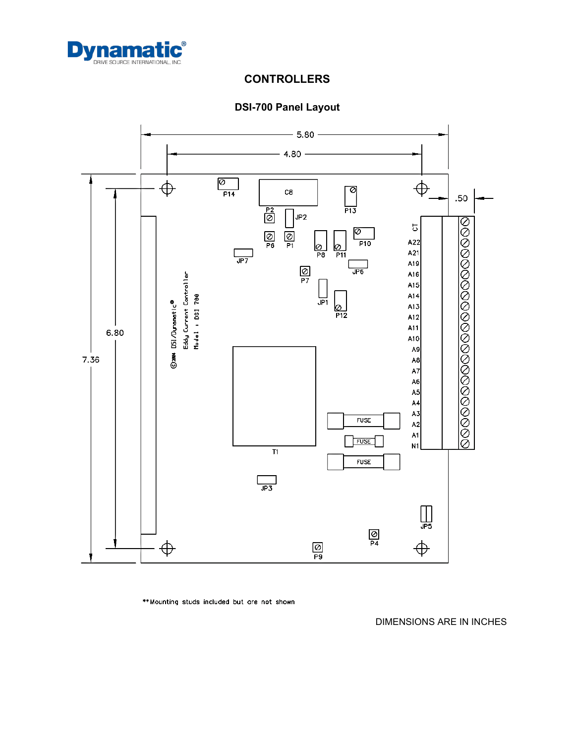Dynamatic®
DRIVE SOURCE INTERNATIONAL, INC

# CONTROLLERS

## DSI-700 Panel Layout

5.80
4.80
.50
6.80
7.36

C8
P14
P13
P2
JP2
P6
P1
P8
P11
P10
JP7
JP6
P7
JP1
P12

CT
A22
A21
A19
A16
A15
A14
A13
A12
A11
A10
A9
A8
A7
A6
A5
A4
A3
A2
A1
N1

© 2004 DSI/Dynamatic®
Eddy Current Controller
Model : DSI 700

FUSE
FUSE
FUSE
T1
JP3
JP5
P4
P9

**Mounting studs included but are not shown

DIMENSIONS ARE IN INCHES